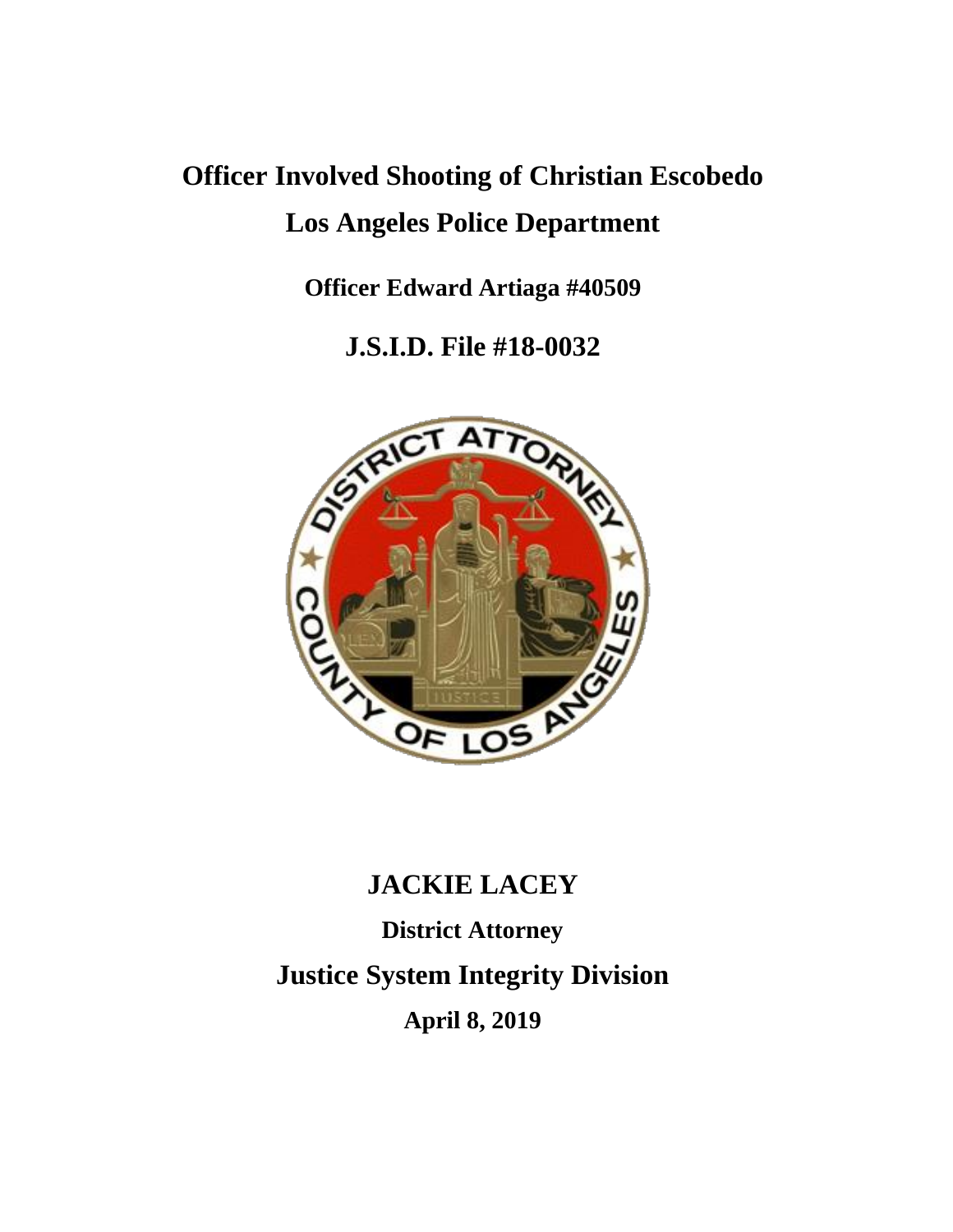# Officer Involved Shooting of Christian Escobedo

# Los Angeles Police Department

**Officer Edward Artiaga #40509**

## J.S.I.D. File #18-0032

## JACKIE LACEY

**District Attorney**

## Justice System Integrity Division

**April 8, 2019**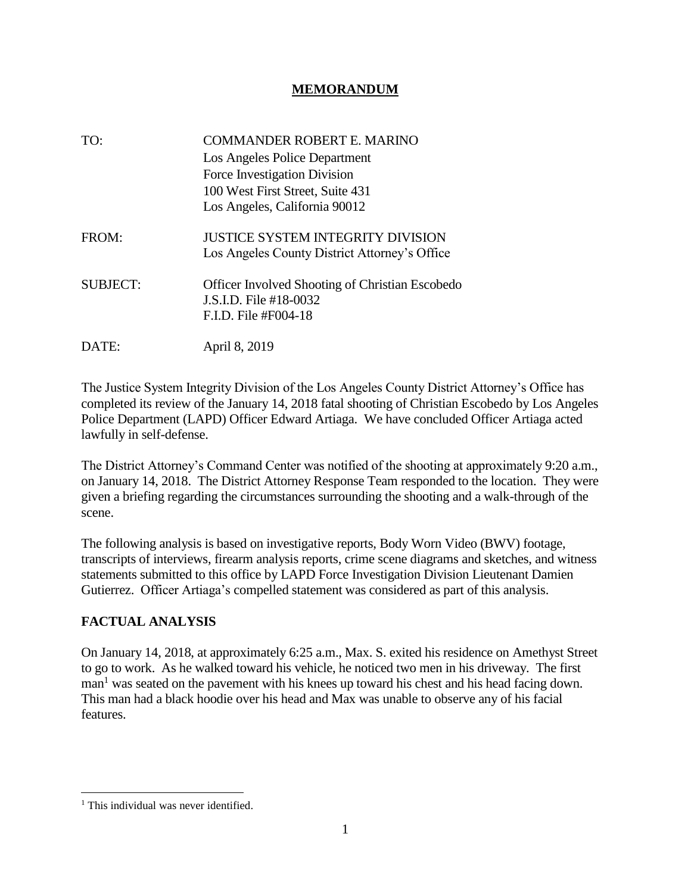# MEMORANDUM

| | |
|---|---|
| TO: | COMMANDER ROBERT E. MARINO<br>Los Angeles Police Department<br>Force Investigation Division<br>100 West First Street, Suite 431<br>Los Angeles, California 90012 |
| FROM: | JUSTICE SYSTEM INTEGRITY DIVISION<br>Los Angeles County District Attorney's Office |
| SUBJECT: | Officer Involved Shooting of Christian Escobedo<br>J.S.I.D. File #18-0032<br>F.I.D. File #F004-18 |
| DATE: | April 8, 2019 |

The Justice System Integrity Division of the Los Angeles County District Attorney's Office has completed its review of the January 14, 2018 fatal shooting of Christian Escobedo by Los Angeles Police Department (LAPD) Officer Edward Artiaga. We have concluded Officer Artiaga acted lawfully in self-defense.

The District Attorney's Command Center was notified of the shooting at approximately 9:20 a.m., on January 14, 2018. The District Attorney Response Team responded to the location. They were given a briefing regarding the circumstances surrounding the shooting and a walk-through of the scene.

The following analysis is based on investigative reports, Body Worn Video (BWV) footage, transcripts of interviews, firearm analysis reports, crime scene diagrams and sketches, and witness statements submitted to this office by LAPD Force Investigation Division Lieutenant Damien Gutierrez. Officer Artiaga's compelled statement was considered as part of this analysis.

## FACTUAL ANALYSIS

On January 14, 2018, at approximately 6:25 a.m., Max. S. exited his residence on Amethyst Street to go to work. As he walked toward his vehicle, he noticed two men in his driveway. The first man[1] was seated on the pavement with his knees up toward his chest and his head facing down. This man had a black hoodie over his head and Max was unable to observe any of his facial features.

[1] This individual was never identified.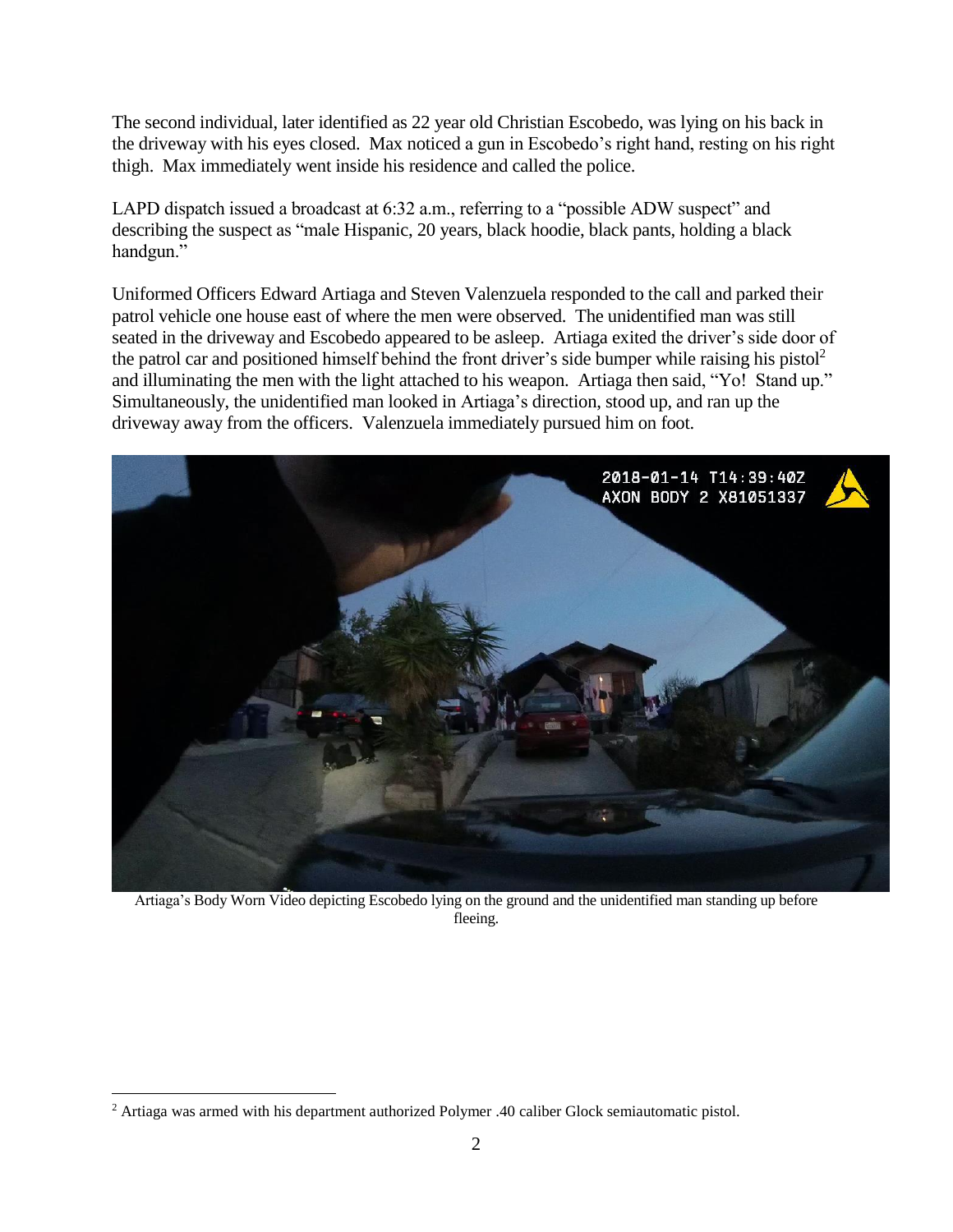The second individual, later identified as 22 year old Christian Escobedo, was lying on his back in the driveway with his eyes closed. Max noticed a gun in Escobedo's right hand, resting on his right thigh. Max immediately went inside his residence and called the police.

LAPD dispatch issued a broadcast at 6:32 a.m., referring to a "possible ADW suspect" and describing the suspect as "male Hispanic, 20 years, black hoodie, black pants, holding a black handgun."

Uniformed Officers Edward Artiaga and Steven Valenzuela responded to the call and parked their patrol vehicle one house east of where the men were observed. The unidentified man was still seated in the driveway and Escobedo appeared to be asleep. Artiaga exited the driver's side door of the patrol car and positioned himself behind the front driver's side bumper while raising his pistol[2] and illuminating the men with the light attached to his weapon. Artiaga then said, "Yo! Stand up." Simultaneously, the unidentified man looked in Artiaga's direction, stood up, and ran up the driveway away from the officers. Valenzuela immediately pursued him on foot.

Artiaga's Body Worn Video depicting Escobedo lying on the ground and the unidentified man standing up before fleeing.

[2] Artiaga was armed with his department authorized Polymer .40 caliber Glock semiautomatic pistol.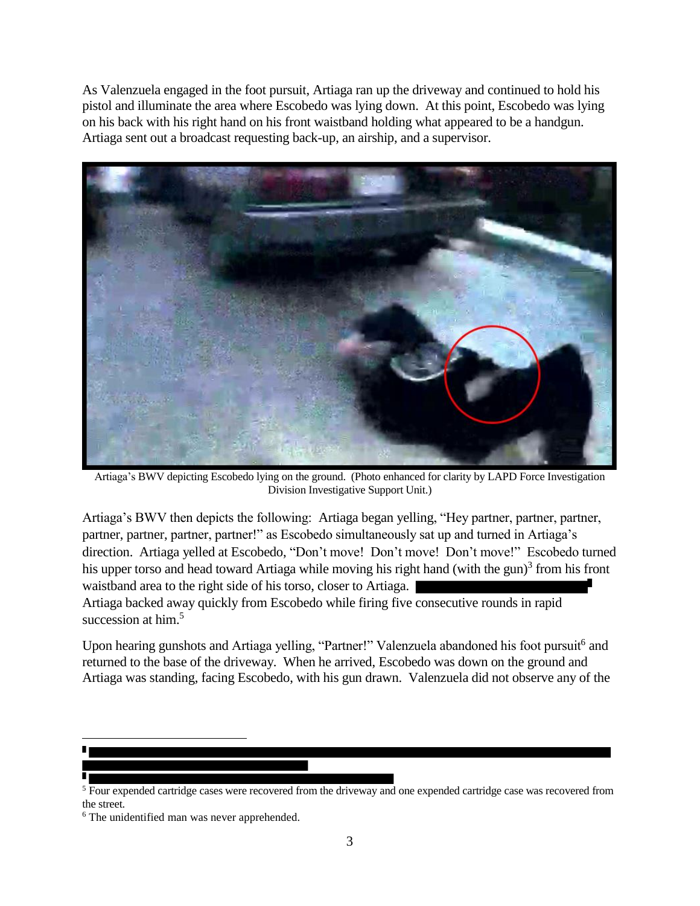As Valenzuela engaged in the foot pursuit, Artiaga ran up the driveway and continued to hold his pistol and illuminate the area where Escobedo was lying down. At this point, Escobedo was lying on his back with his right hand on his front waistband holding what appeared to be a handgun. Artiaga sent out a broadcast requesting back-up, an airship, and a supervisor.

Artiaga's BWV depicting Escobedo lying on the ground. (Photo enhanced for clarity by LAPD Force Investigation Division Investigative Support Unit.)

Artiaga's BWV then depicts the following: Artiaga began yelling, "Hey partner, partner, partner, partner, partner, partner, partner!" as Escobedo simultaneously sat up and turned in Artiaga's direction. Artiaga yelled at Escobedo, "Don't move! Don't move! Don't move!" Escobedo turned his upper torso and head toward Artiaga while moving his right hand (with the gun)[3] from his front waistband area to the right side of his torso, closer to Artiaga. [REDACTED] Artiaga backed away quickly from Escobedo while firing five consecutive rounds in rapid succession at him.[5]

Upon hearing gunshots and Artiaga yelling, "Partner!" Valenzuela abandoned his foot pursuit[6] and returned to the base of the driveway. When he arrived, Escobedo was down on the ground and Artiaga was standing, facing Escobedo, with his gun drawn. Valenzuela did not observe any of the

---

[3] [REDACTED]

[4] [REDACTED]

[5] Four expended cartridge cases were recovered from the driveway and one expended cartridge case was recovered from the street.

[6] The unidentified man was never apprehended.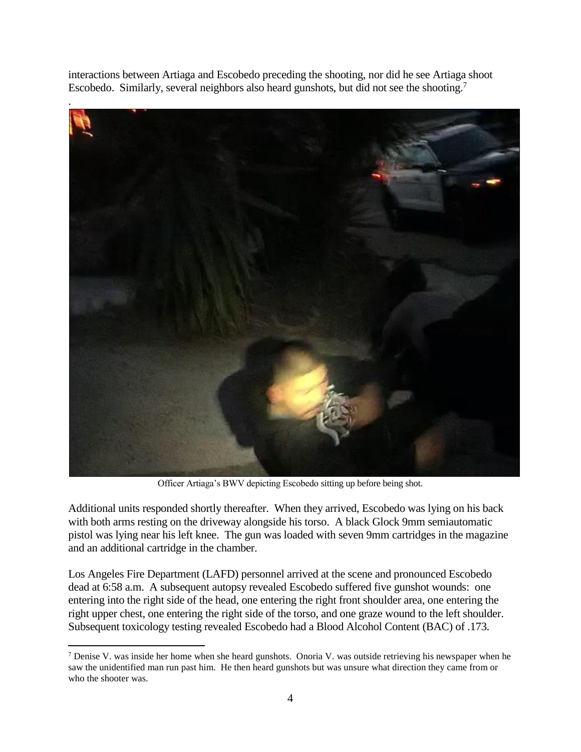interactions between Artiaga and Escobedo preceding the shooting, nor did he see Artiaga shoot Escobedo. Similarly, several neighbors also heard gunshots, but did not see the shooting.[7]

Officer Artiaga's BWV depicting Escobedo sitting up before being shot.

Additional units responded shortly thereafter. When they arrived, Escobedo was lying on his back with both arms resting on the driveway alongside his torso. A black Glock 9mm semiautomatic pistol was lying near his left knee. The gun was loaded with seven 9mm cartridges in the magazine and an additional cartridge in the chamber.

Los Angeles Fire Department (LAFD) personnel arrived at the scene and pronounced Escobedo dead at 6:58 a.m. A subsequent autopsy revealed Escobedo suffered five gunshot wounds: one entering into the right side of the head, one entering the right front shoulder area, one entering the right upper chest, one entering the right side of the torso, and one graze wound to the left shoulder. Subsequent toxicology testing revealed Escobedo had a Blood Alcohol Content (BAC) of .173.

[7] Denise V. was inside her home when she heard gunshots. Onoria V. was outside retrieving his newspaper when he saw the unidentified man run past him. He then heard gunshots but was unsure what direction they came from or who the shooter was.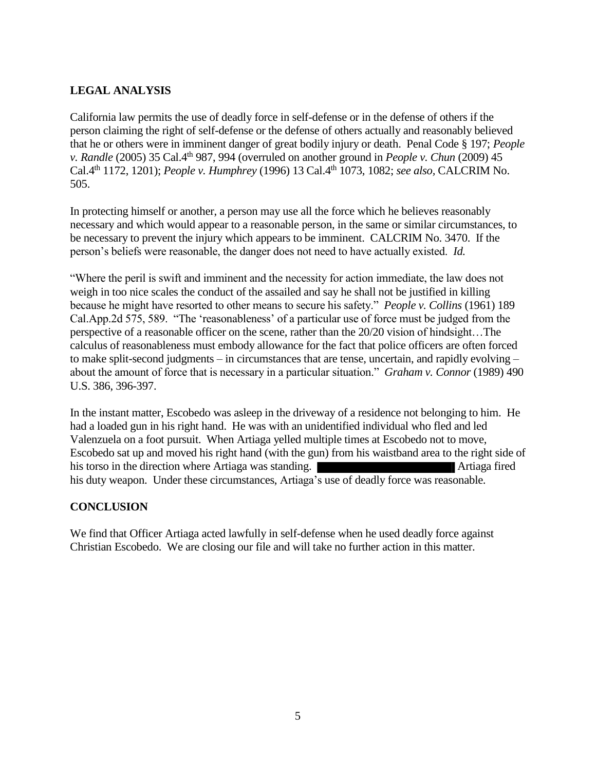## LEGAL ANALYSIS

California law permits the use of deadly force in self-defense or in the defense of others if the person claiming the right of self-defense or the defense of others actually and reasonably believed that he or others were in imminent danger of great bodily injury or death. Penal Code § 197; *People v. Randle* (2005) 35 Cal.4th 987, 994 (overruled on another ground in *People v. Chun* (2009) 45 Cal.4th 1172, 1201); *People v. Humphrey* (1996) 13 Cal.4th 1073, 1082; *see also,* CALCRIM No. 505.

In protecting himself or another, a person may use all the force which he believes reasonably necessary and which would appear to a reasonable person, in the same or similar circumstances, to be necessary to prevent the injury which appears to be imminent. CALCRIM No. 3470. If the person's beliefs were reasonable, the danger does not need to have actually existed. *Id.*

"Where the peril is swift and imminent and the necessity for action immediate, the law does not weigh in too nice scales the conduct of the assailed and say he shall not be justified in killing because he might have resorted to other means to secure his safety." *People v. Collins* (1961) 189 Cal.App.2d 575, 589. "The 'reasonableness' of a particular use of force must be judged from the perspective of a reasonable officer on the scene, rather than the 20/20 vision of hindsight…The calculus of reasonableness must embody allowance for the fact that police officers are often forced to make split-second judgments – in circumstances that are tense, uncertain, and rapidly evolving – about the amount of force that is necessary in a particular situation." *Graham v. Connor* (1989) 490 U.S. 386, 396-397.

In the instant matter, Escobedo was asleep in the driveway of a residence not belonging to him. He had a loaded gun in his right hand. He was with an unidentified individual who fled and led Valenzuela on a foot pursuit. When Artiaga yelled multiple times at Escobedo not to move, Escobedo sat up and moved his right hand (with the gun) from his waistband area to the right side of his torso in the direction where Artiaga was standing. [REDACTED] Artiaga fired his duty weapon. Under these circumstances, Artiaga's use of deadly force was reasonable.

## CONCLUSION

We find that Officer Artiaga acted lawfully in self-defense when he used deadly force against Christian Escobedo. We are closing our file and will take no further action in this matter.